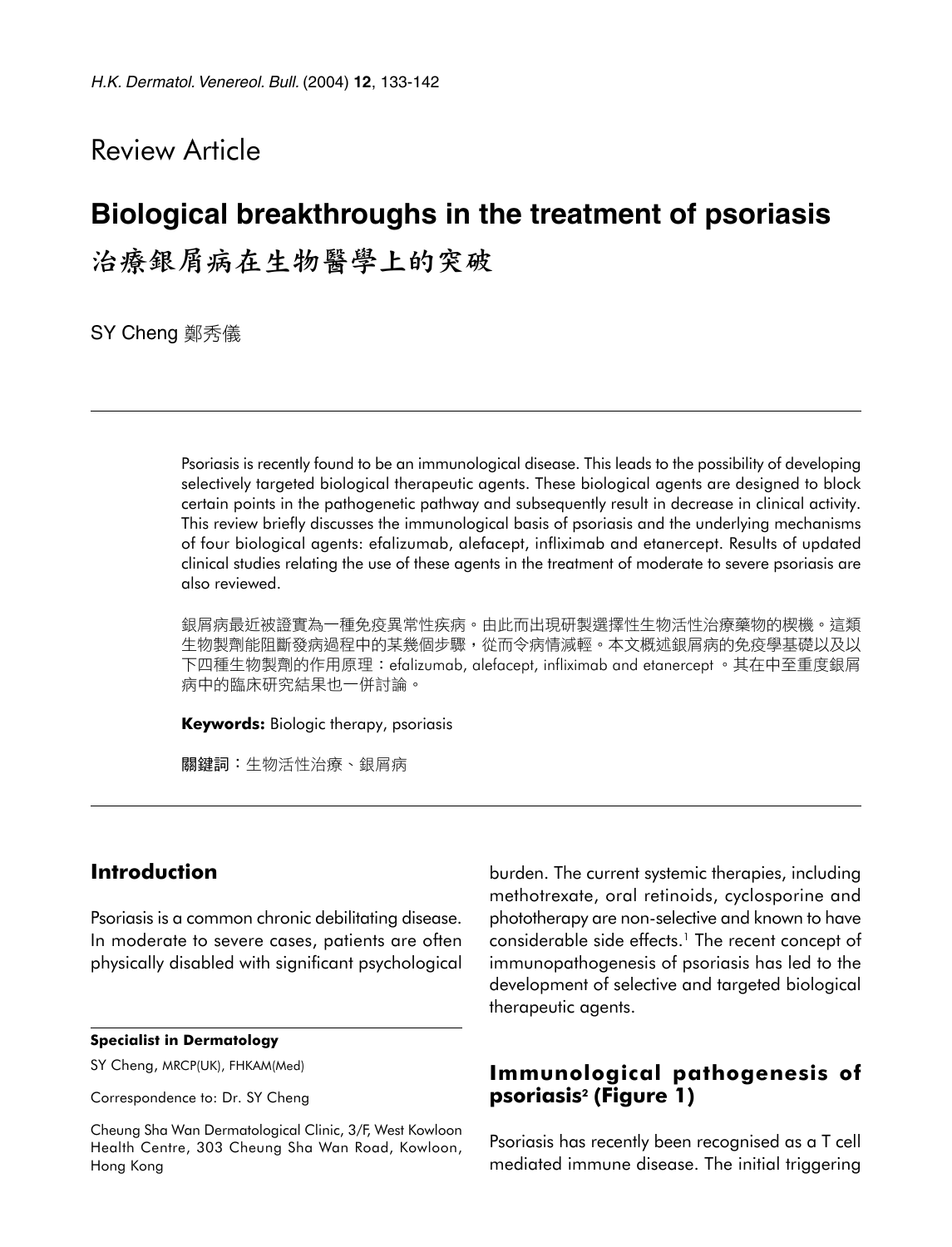Review Article

# Biological breakthroughs in the treatment of psoriasis

# 治療銀屑病在生物醫學上的突破

SY Cheng 鄭秀儀

Psoriasis is recently found to be an immunological disease. This leads to the possibility of developing selectively targeted biological therapeutic agents. These biological agents are designed to block certain points in the pathogenetic pathway and subsequently result in decrease in clinical activity. This review briefly discusses the immunological basis of psoriasis and the underlying mechanisms of four biological agents: efalizumab, alefacept, infliximab and etanercept. Results of updated clinical studies relating the use of these agents in the treatment of moderate to severe psoriasis are also reviewed.

銀屑病最近被證實為一種免疫異常性疾病。由此而出現研製選擇性生物活性治療藥物的楔機。這類生物製劑能阻斷發病過程中的某幾個步驟，從而令病情減輕。本文概述銀屑病的免疫學基礎以及以下四種生物製劑的作用原理：efalizumab, alefacept, infliximab and etanercept。其在中至重度銀屑病中的臨床研究結果也一併討論。

**Keywords:** Biologic therapy, psoriasis

**關鍵詞**：生物活性治療、銀屑病

## Introduction

Psoriasis is a common chronic debilitating disease. In moderate to severe cases, patients are often physically disabled with significant psychological burden. The current systemic therapies, including methotrexate, oral retinoids, cyclosporine and phototherapy are non-selective and known to have considerable side effects.[1] The recent concept of immunopathogenesis of psoriasis has led to the development of selective and targeted biological therapeutic agents.

## Immunological pathogenesis of psoriasis[2] (Figure 1)

Psoriasis has recently been recognised as a T cell mediated immune disease. The initial triggering

**Specialist in Dermatology**

SY Cheng, MRCP(UK), FHKAM(Med)

Correspondence to: Dr. SY Cheng

Cheung Sha Wan Dermatological Clinic, 3/F, West Kowloon Health Centre, 303 Cheung Sha Wan Road, Kowloon, Hong Kong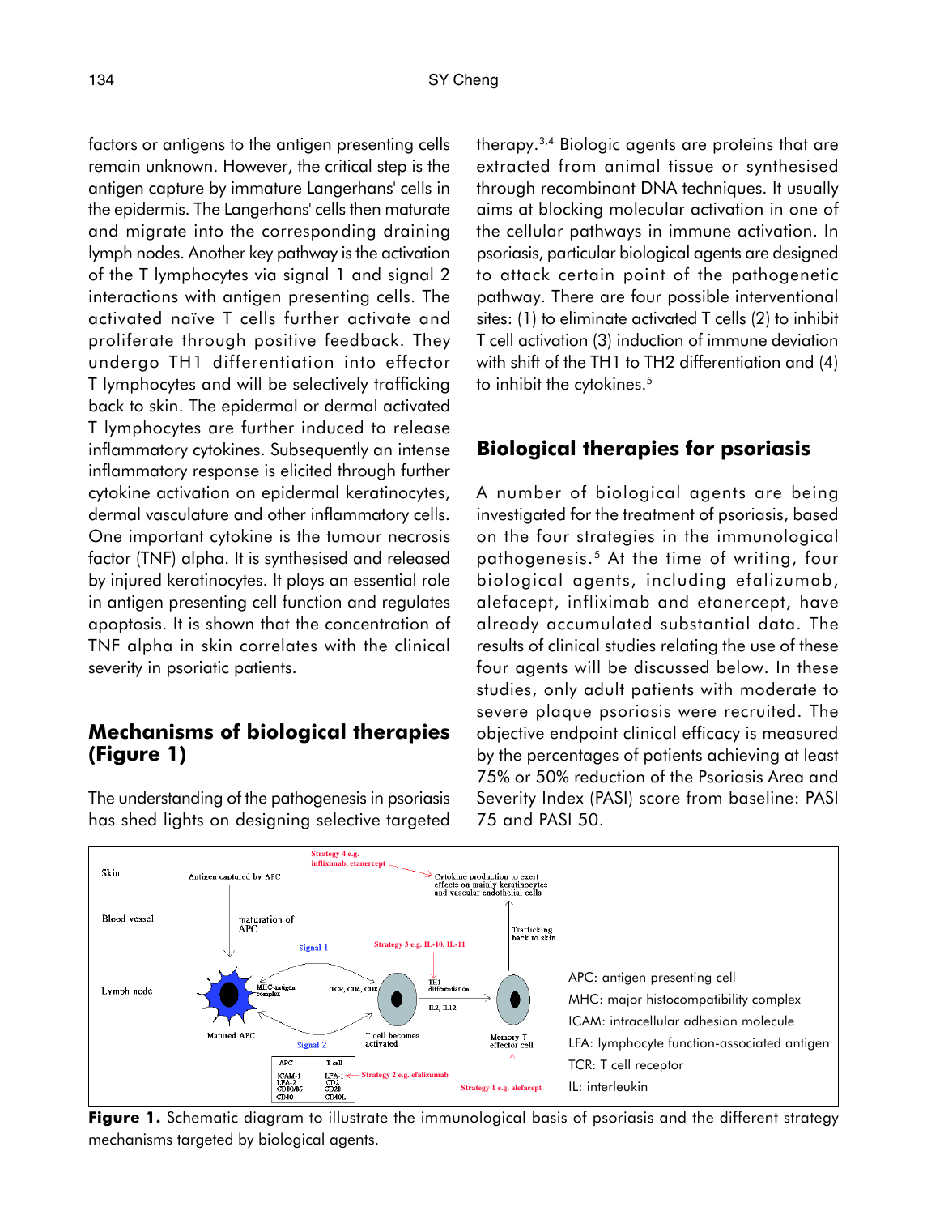factors or antigens to the antigen presenting cells remain unknown. However, the critical step is the antigen capture by immature Langerhans' cells in the epidermis. The Langerhans' cells then maturate and migrate into the corresponding draining lymph nodes. Another key pathway is the activation of the T lymphocytes via signal 1 and signal 2 interactions with antigen presenting cells. The activated naïve T cells further activate and proliferate through positive feedback. They undergo TH1 differentiation into effector T lymphocytes and will be selectively trafficking back to skin. The epidermal or dermal activated T lymphocytes are further induced to release inflammatory cytokines. Subsequently an intense inflammatory response is elicited through further cytokine activation on epidermal keratinocytes, dermal vasculature and other inflammatory cells. One important cytokine is the tumour necrosis factor (TNF) alpha. It is synthesised and released by injured keratinocytes. It plays an essential role in antigen presenting cell function and regulates apoptosis. It is shown that the concentration of TNF alpha in skin correlates with the clinical severity in psoriatic patients.

## Mechanisms of biological therapies (Figure 1)

The understanding of the pathogenesis in psoriasis has shed lights on designing selective targeted therapy.[3,4] Biologic agents are proteins that are extracted from animal tissue or synthesised through recombinant DNA techniques. It usually aims at blocking molecular activation in one of the cellular pathways in immune activation. In psoriasis, particular biological agents are designed to attack certain point of the pathogenetic pathway. There are four possible interventional sites: (1) to eliminate activated T cells (2) to inhibit T cell activation (3) induction of immune deviation with shift of the TH1 to TH2 differentiation and (4) to inhibit the cytokines.[5]

## Biological therapies for psoriasis

A number of biological agents are being investigated for the treatment of psoriasis, based on the four strategies in the immunological pathogenesis.[5] At the time of writing, four biological agents, including efalizumab, alefacept, infliximab and etanercept, have already accumulated substantial data. The results of clinical studies relating the use of these four agents will be discussed below. In these studies, only adult patients with moderate to severe plaque psoriasis were recruited. The objective endpoint clinical efficacy is measured by the percentages of patients achieving at least 75% or 50% reduction of the Psoriasis Area and Severity Index (PASI) score from baseline: PASI 75 and PASI 50.

Skin — Antigen captured by APC — Strategy 4 e.g. infliximab, etanercept — Cytokine production to exert effects on mainly keratinocytes and vascular endothelial cells

Blood vessel — maturation of APC — Trafficking back to skin

Lymph node — Signal 1 — Strategy 3 e.g. IL-10, IL-11 — MHC-antigen complex — TCR, CD4, CD8 — TH1 differentiation — IL2, IL12 — Matured APC — Signal 2 — T cell becomes activated — Memory T effector cell

| APC | T cell |
| --- | --- |
| ICAM-1 | LFA-1 |
| LFA-3 | CD2 |
| CD80/86 | CD28 |
| CD40 | CD40L |

Strategy 2 e.g. efalizumab — Strategy 1 e.g. alefacept

APC: antigen presenting cell
MHC: major histocompatibility complex
ICAM: intracellular adhesion molecule
LFA: lymphocyte function-associated antigen
TCR: T cell receptor
IL: interleukin

**Figure 1.** Schematic diagram to illustrate the immunological basis of psoriasis and the different strategy mechanisms targeted by biological agents.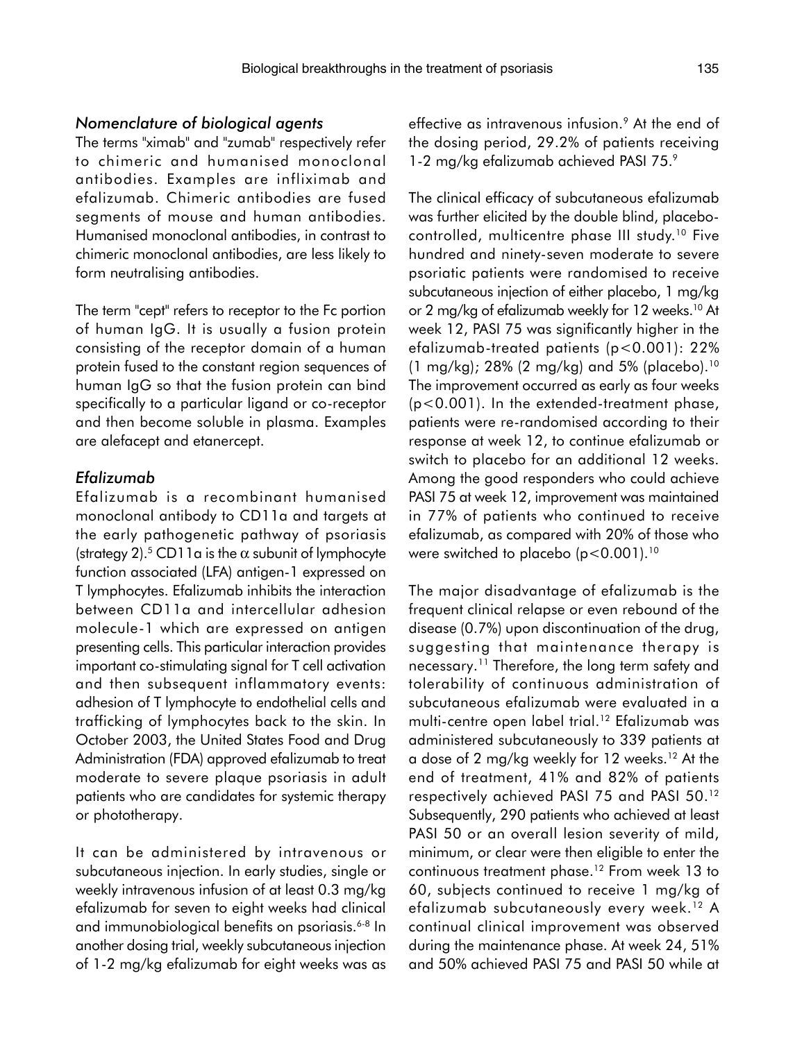### *Nomenclature of biological agents*

The terms "ximab" and "zumab" respectively refer to chimeric and humanised monoclonal antibodies. Examples are infliximab and efalizumab. Chimeric antibodies are fused segments of mouse and human antibodies. Humanised monoclonal antibodies, in contrast to chimeric monoclonal antibodies, are less likely to form neutralising antibodies.

The term "cept" refers to receptor to the Fc portion of human IgG. It is usually a fusion protein consisting of the receptor domain of a human protein fused to the constant region sequences of human IgG so that the fusion protein can bind specifically to a particular ligand or co-receptor and then become soluble in plasma. Examples are alefacept and etanercept.

### *Efalizumab*

Efalizumab is a recombinant humanised monoclonal antibody to CD11a and targets at the early pathogenetic pathway of psoriasis (strategy 2).[5] CD11a is the $\alpha$ subunit of lymphocyte function associated (LFA) antigen-1 expressed on T lymphocytes. Efalizumab inhibits the interaction between CD11a and intercellular adhesion molecule-1 which are expressed on antigen presenting cells. This particular interaction provides important co-stimulating signal for T cell activation and then subsequent inflammatory events: adhesion of T lymphocyte to endothelial cells and trafficking of lymphocytes back to the skin. In October 2003, the United States Food and Drug Administration (FDA) approved efalizumab to treat moderate to severe plaque psoriasis in adult patients who are candidates for systemic therapy or phototherapy.

It can be administered by intravenous or subcutaneous injection. In early studies, single or weekly intravenous infusion of at least 0.3 mg/kg efalizumab for seven to eight weeks had clinical and immunobiological benefits on psoriasis.[6-8] In another dosing trial, weekly subcutaneous injection of 1-2 mg/kg efalizumab for eight weeks was as effective as intravenous infusion.[9] At the end of the dosing period, 29.2% of patients receiving 1-2 mg/kg efalizumab achieved PASI 75.[9]

The clinical efficacy of subcutaneous efalizumab was further elicited by the double blind, placebo-controlled, multicentre phase III study.[10] Five hundred and ninety-seven moderate to severe psoriatic patients were randomised to receive subcutaneous injection of either placebo, 1 mg/kg or 2 mg/kg of efalizumab weekly for 12 weeks.[10] At week 12, PASI 75 was significantly higher in the efalizumab-treated patients ($p<0.001$): 22% (1 mg/kg); 28% (2 mg/kg) and 5% (placebo).[10] The improvement occurred as early as four weeks ($p<0.001$). In the extended-treatment phase, patients were re-randomised according to their response at week 12, to continue efalizumab or switch to placebo for an additional 12 weeks. Among the good responders who could achieve PASI 75 at week 12, improvement was maintained in 77% of patients who continued to receive efalizumab, as compared with 20% of those who were switched to placebo ($p<0.001$).[10]

The major disadvantage of efalizumab is the frequent clinical relapse or even rebound of the disease (0.7%) upon discontinuation of the drug, suggesting that maintenance therapy is necessary.[11] Therefore, the long term safety and tolerability of continuous administration of subcutaneous efalizumab were evaluated in a multi-centre open label trial.[12] Efalizumab was administered subcutaneously to 339 patients at a dose of 2 mg/kg weekly for 12 weeks.[12] At the end of treatment, 41% and 82% of patients respectively achieved PASI 75 and PASI 50.[12] Subsequently, 290 patients who achieved at least PASI 50 or an overall lesion severity of mild, minimum, or clear were then eligible to enter the continuous treatment phase.[12] From week 13 to 60, subjects continued to receive 1 mg/kg of efalizumab subcutaneously every week.[12] A continual clinical improvement was observed during the maintenance phase. At week 24, 51% and 50% achieved PASI 75 and PASI 50 while at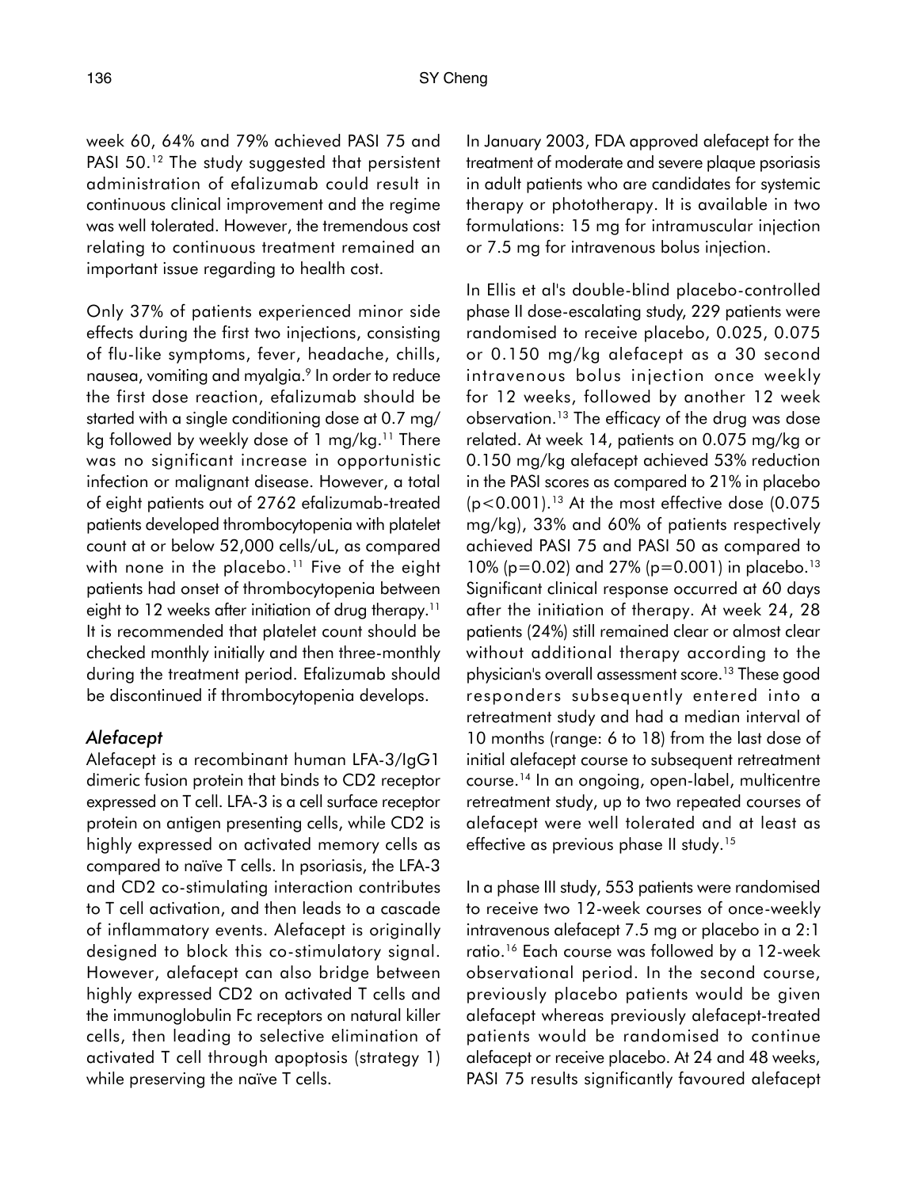week 60, 64% and 79% achieved PASI 75 and PASI 50.[12] The study suggested that persistent administration of efalizumab could result in continuous clinical improvement and the regime was well tolerated. However, the tremendous cost relating to continuous treatment remained an important issue regarding to health cost.

Only 37% of patients experienced minor side effects during the first two injections, consisting of flu-like symptoms, fever, headache, chills, nausea, vomiting and myalgia.[9] In order to reduce the first dose reaction, efalizumab should be started with a single conditioning dose at 0.7 mg/kg followed by weekly dose of 1 mg/kg.[11] There was no significant increase in opportunistic infection or malignant disease. However, a total of eight patients out of 2762 efalizumab-treated patients developed thrombocytopenia with platelet count at or below 52,000 cells/uL, as compared with none in the placebo.[11] Five of the eight patients had onset of thrombocytopenia between eight to 12 weeks after initiation of drug therapy.[11] It is recommended that platelet count should be checked monthly initially and then three-monthly during the treatment period. Efalizumab should be discontinued if thrombocytopenia develops.

### *Alefacept*

Alefacept is a recombinant human LFA-3/IgG1 dimeric fusion protein that binds to CD2 receptor expressed on T cell. LFA-3 is a cell surface receptor protein on antigen presenting cells, while CD2 is highly expressed on activated memory cells as compared to naïve T cells. In psoriasis, the LFA-3 and CD2 co-stimulating interaction contributes to T cell activation, and then leads to a cascade of inflammatory events. Alefacept is originally designed to block this co-stimulatory signal. However, alefacept can also bridge between highly expressed CD2 on activated T cells and the immunoglobulin Fc receptors on natural killer cells, then leading to selective elimination of activated T cell through apoptosis (strategy 1) while preserving the naïve T cells.

In January 2003, FDA approved alefacept for the treatment of moderate and severe plaque psoriasis in adult patients who are candidates for systemic therapy or phototherapy. It is available in two formulations: 15 mg for intramuscular injection or 7.5 mg for intravenous bolus injection.

In Ellis et al's double-blind placebo-controlled phase II dose-escalating study, 229 patients were randomised to receive placebo, 0.025, 0.075 or 0.150 mg/kg alefacept as a 30 second intravenous bolus injection once weekly for 12 weeks, followed by another 12 week observation.[13] The efficacy of the drug was dose related. At week 14, patients on 0.075 mg/kg or 0.150 mg/kg alefacept achieved 53% reduction in the PASI scores as compared to 21% in placebo ($p<0.001$).[13] At the most effective dose (0.075 mg/kg), 33% and 60% of patients respectively achieved PASI 75 and PASI 50 as compared to 10% ($p=0.02$) and 27% ($p=0.001$) in placebo.[13] Significant clinical response occurred at 60 days after the initiation of therapy. At week 24, 28 patients (24%) still remained clear or almost clear without additional therapy according to the physician's overall assessment score.[13] These good responders subsequently entered into a retreatment study and had a median interval of 10 months (range: 6 to 18) from the last dose of initial alefacept course to subsequent retreatment course.[14] In an ongoing, open-label, multicentre retreatment study, up to two repeated courses of alefacept were well tolerated and at least as effective as previous phase II study.[15]

In a phase III study, 553 patients were randomised to receive two 12-week courses of once-weekly intravenous alefacept 7.5 mg or placebo in a 2:1 ratio.[16] Each course was followed by a 12-week observational period. In the second course, previously placebo patients would be given alefacept whereas previously alefacept-treated patients would be randomised to continue alefacept or receive placebo. At 24 and 48 weeks, PASI 75 results significantly favoured alefacept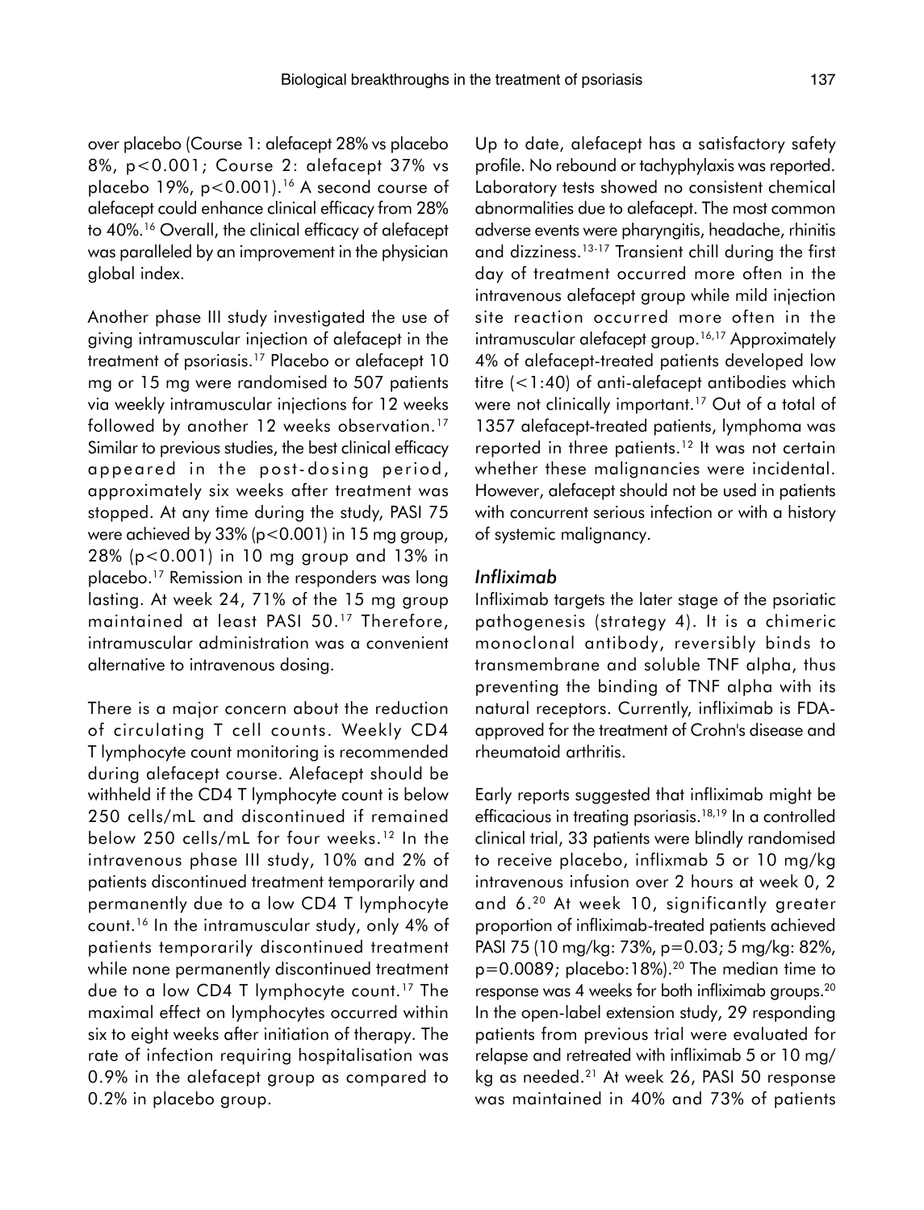over placebo (Course 1: alefacept 28% vs placebo 8%, $p<0.001$; Course 2: alefacept 37% vs placebo 19%, $p<0.001$).[16] A second course of alefacept could enhance clinical efficacy from 28% to 40%.[16] Overall, the clinical efficacy of alefacept was paralleled by an improvement in the physician global index.

Another phase III study investigated the use of giving intramuscular injection of alefacept in the treatment of psoriasis.[17] Placebo or alefacept 10 mg or 15 mg were randomised to 507 patients via weekly intramuscular injections for 12 weeks followed by another 12 weeks observation.[17] Similar to previous studies, the best clinical efficacy appeared in the post-dosing period, approximately six weeks after treatment was stopped. At any time during the study, PASI 75 were achieved by 33% ($p<0.001$) in 15 mg group, 28% ($p<0.001$) in 10 mg group and 13% in placebo.[17] Remission in the responders was long lasting. At week 24, 71% of the 15 mg group maintained at least PASI 50.[17] Therefore, intramuscular administration was a convenient alternative to intravenous dosing.

There is a major concern about the reduction of circulating T cell counts. Weekly CD4 T lymphocyte count monitoring is recommended during alefacept course. Alefacept should be withheld if the CD4 T lymphocyte count is below 250 cells/mL and discontinued if remained below 250 cells/mL for four weeks.[12] In the intravenous phase III study, 10% and 2% of patients discontinued treatment temporarily and permanently due to a low CD4 T lymphocyte count.[16] In the intramuscular study, only 4% of patients temporarily discontinued treatment while none permanently discontinued treatment due to a low CD4 T lymphocyte count.[17] The maximal effect on lymphocytes occurred within six to eight weeks after initiation of therapy. The rate of infection requiring hospitalisation was 0.9% in the alefacept group as compared to 0.2% in placebo group.

Up to date, alefacept has a satisfactory safety profile. No rebound or tachyphylaxis was reported. Laboratory tests showed no consistent chemical abnormalities due to alefacept. The most common adverse events were pharyngitis, headache, rhinitis and dizziness.[13-17] Transient chill during the first day of treatment occurred more often in the intravenous alefacept group while mild injection site reaction occurred more often in the intramuscular alefacept group.[16,17] Approximately 4% of alefacept-treated patients developed low titre (<1:40) of anti-alefacept antibodies which were not clinically important.[17] Out of a total of 1357 alefacept-treated patients, lymphoma was reported in three patients.[12] It was not certain whether these malignancies were incidental. However, alefacept should not be used in patients with concurrent serious infection or with a history of systemic malignancy.

### *Infliximab*

Infliximab targets the later stage of the psoriatic pathogenesis (strategy 4). It is a chimeric monoclonal antibody, reversibly binds to transmembrane and soluble TNF alpha, thus preventing the binding of TNF alpha with its natural receptors. Currently, infliximab is FDA-approved for the treatment of Crohn's disease and rheumatoid arthritis.

Early reports suggested that infliximab might be efficacious in treating psoriasis.[18,19] In a controlled clinical trial, 33 patients were blindly randomised to receive placebo, inflixmab 5 or 10 mg/kg intravenous infusion over 2 hours at week 0, 2 and 6.[20] At week 10, significantly greater proportion of infliximab-treated patients achieved PASI 75 (10 mg/kg: 73%, $p=0.03$; 5 mg/kg: 82%, $p=0.0089$; placebo:18%).[20] The median time to response was 4 weeks for both infliximab groups.[20] In the open-label extension study, 29 responding patients from previous trial were evaluated for relapse and retreated with infliximab 5 or 10 mg/kg as needed.[21] At week 26, PASI 50 response was maintained in 40% and 73% of patients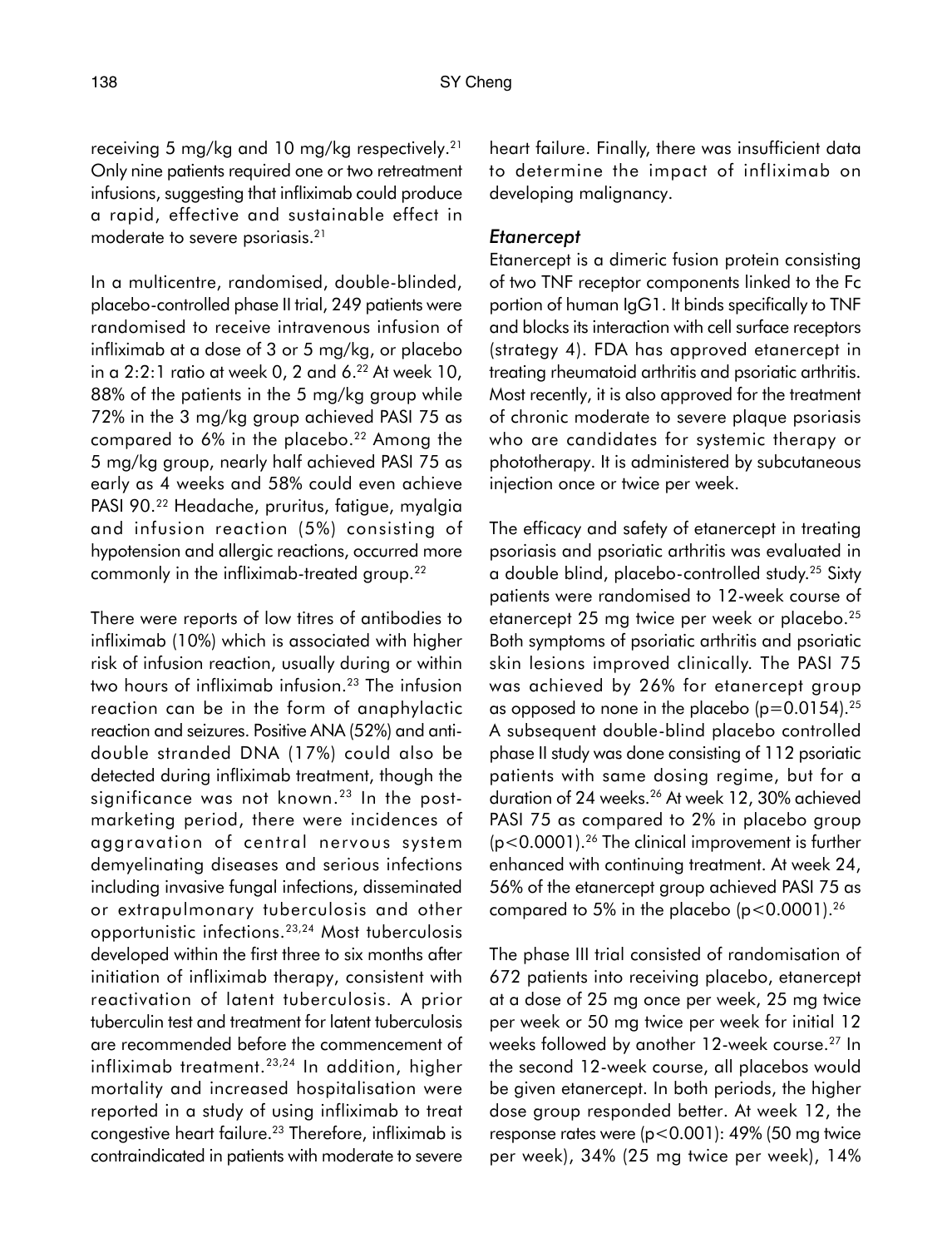receiving 5 mg/kg and 10 mg/kg respectively.[21] Only nine patients required one or two retreatment infusions, suggesting that infliximab could produce a rapid, effective and sustainable effect in moderate to severe psoriasis.[21]

In a multicentre, randomised, double-blinded, placebo-controlled phase II trial, 249 patients were randomised to receive intravenous infusion of infliximab at a dose of 3 or 5 mg/kg, or placebo in a 2:2:1 ratio at week 0, 2 and 6.[22] At week 10, 88% of the patients in the 5 mg/kg group while 72% in the 3 mg/kg group achieved PASI 75 as compared to 6% in the placebo.[22] Among the 5 mg/kg group, nearly half achieved PASI 75 as early as 4 weeks and 58% could even achieve PASI 90.[22] Headache, pruritus, fatigue, myalgia and infusion reaction (5%) consisting of hypotension and allergic reactions, occurred more commonly in the infliximab-treated group.[22]

There were reports of low titres of antibodies to infliximab (10%) which is associated with higher risk of infusion reaction, usually during or within two hours of infliximab infusion.[23] The infusion reaction can be in the form of anaphylactic reaction and seizures. Positive ANA (52%) and anti-double stranded DNA (17%) could also be detected during infliximab treatment, though the significance was not known.[23] In the post-marketing period, there were incidences of aggravation of central nervous system demyelinating diseases and serious infections including invasive fungal infections, disseminated or extrapulmonary tuberculosis and other opportunistic infections.[23,24] Most tuberculosis developed within the first three to six months after initiation of infliximab therapy, consistent with reactivation of latent tuberculosis. A prior tuberculin test and treatment for latent tuberculosis are recommended before the commencement of infliximab treatment.[23,24] In addition, higher mortality and increased hospitalisation were reported in a study of using infliximab to treat congestive heart failure.[23] Therefore, infliximab is contraindicated in patients with moderate to severe heart failure. Finally, there was insufficient data to determine the impact of infliximab on developing malignancy.

### *Etanercept*

Etanercept is a dimeric fusion protein consisting of two TNF receptor components linked to the Fc portion of human IgG1. It binds specifically to TNF and blocks its interaction with cell surface receptors (strategy 4). FDA has approved etanercept in treating rheumatoid arthritis and psoriatic arthritis. Most recently, it is also approved for the treatment of chronic moderate to severe plaque psoriasis who are candidates for systemic therapy or phototherapy. It is administered by subcutaneous injection once or twice per week.

The efficacy and safety of etanercept in treating psoriasis and psoriatic arthritis was evaluated in a double blind, placebo-controlled study.[25] Sixty patients were randomised to 12-week course of etanercept 25 mg twice per week or placebo.[25] Both symptoms of psoriatic arthritis and psoriatic skin lesions improved clinically. The PASI 75 was achieved by 26% for etanercept group as opposed to none in the placebo ($p=0.0154$).[25] A subsequent double-blind placebo controlled phase II study was done consisting of 112 psoriatic patients with same dosing regime, but for a duration of 24 weeks.[26] At week 12, 30% achieved PASI 75 as compared to 2% in placebo group ($p<0.0001$).[26] The clinical improvement is further enhanced with continuing treatment. At week 24, 56% of the etanercept group achieved PASI 75 as compared to 5% in the placebo ($p<0.0001$).[26]

The phase III trial consisted of randomisation of 672 patients into receiving placebo, etanercept at a dose of 25 mg once per week, 25 mg twice per week or 50 mg twice per week for initial 12 weeks followed by another 12-week course.[27] In the second 12-week course, all placebos would be given etanercept. In both periods, the higher dose group responded better. At week 12, the response rates were ($p<0.001$): 49% (50 mg twice per week), 34% (25 mg twice per week), 14%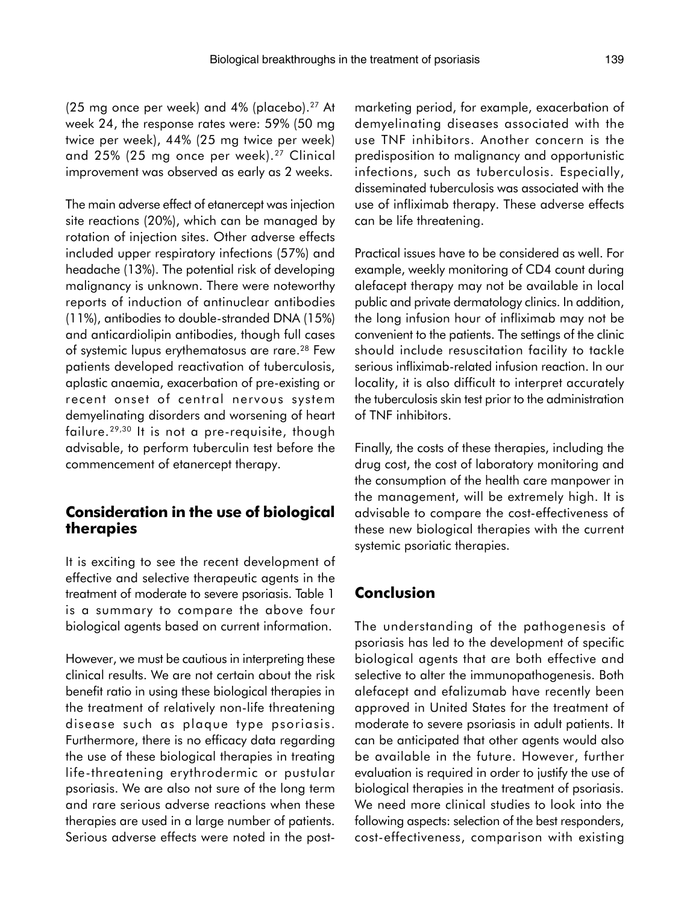(25 mg once per week) and 4% (placebo).[27] At week 24, the response rates were: 59% (50 mg twice per week), 44% (25 mg twice per week) and 25% (25 mg once per week).[27] Clinical improvement was observed as early as 2 weeks.

The main adverse effect of etanercept was injection site reactions (20%), which can be managed by rotation of injection sites. Other adverse effects included upper respiratory infections (57%) and headache (13%). The potential risk of developing malignancy is unknown. There were noteworthy reports of induction of antinuclear antibodies (11%), antibodies to double-stranded DNA (15%) and anticardiolipin antibodies, though full cases of systemic lupus erythematosus are rare.[28] Few patients developed reactivation of tuberculosis, aplastic anaemia, exacerbation of pre-existing or recent onset of central nervous system demyelinating disorders and worsening of heart failure.[29,30] It is not a pre-requisite, though advisable, to perform tuberculin test before the commencement of etanercept therapy.

## Consideration in the use of biological therapies

It is exciting to see the recent development of effective and selective therapeutic agents in the treatment of moderate to severe psoriasis. Table 1 is a summary to compare the above four biological agents based on current information.

However, we must be cautious in interpreting these clinical results. We are not certain about the risk benefit ratio in using these biological therapies in the treatment of relatively non-life threatening disease such as plaque type psoriasis. Furthermore, there is no efficacy data regarding the use of these biological therapies in treating life-threatening erythrodermic or pustular psoriasis. We are also not sure of the long term and rare serious adverse reactions when these therapies are used in a large number of patients. Serious adverse effects were noted in the post-marketing period, for example, exacerbation of demyelinating diseases associated with the use TNF inhibitors. Another concern is the predisposition to malignancy and opportunistic infections, such as tuberculosis. Especially, disseminated tuberculosis was associated with the use of infliximab therapy. These adverse effects can be life threatening.

Practical issues have to be considered as well. For example, weekly monitoring of CD4 count during alefacept therapy may not be available in local public and private dermatology clinics. In addition, the long infusion hour of infliximab may not be convenient to the patients. The settings of the clinic should include resuscitation facility to tackle serious infliximab-related infusion reaction. In our locality, it is also difficult to interpret accurately the tuberculosis skin test prior to the administration of TNF inhibitors.

Finally, the costs of these therapies, including the drug cost, the cost of laboratory monitoring and the consumption of the health care manpower in the management, will be extremely high. It is advisable to compare the cost-effectiveness of these new biological therapies with the current systemic psoriatic therapies.

## Conclusion

The understanding of the pathogenesis of psoriasis has led to the development of specific biological agents that are both effective and selective to alter the immunopathogenesis. Both alefacept and efalizumab have recently been approved in United States for the treatment of moderate to severe psoriasis in adult patients. It can be anticipated that other agents would also be available in the future. However, further evaluation is required in order to justify the use of biological therapies in the treatment of psoriasis. We need more clinical studies to look into the following aspects: selection of the best responders, cost-effectiveness, comparison with existing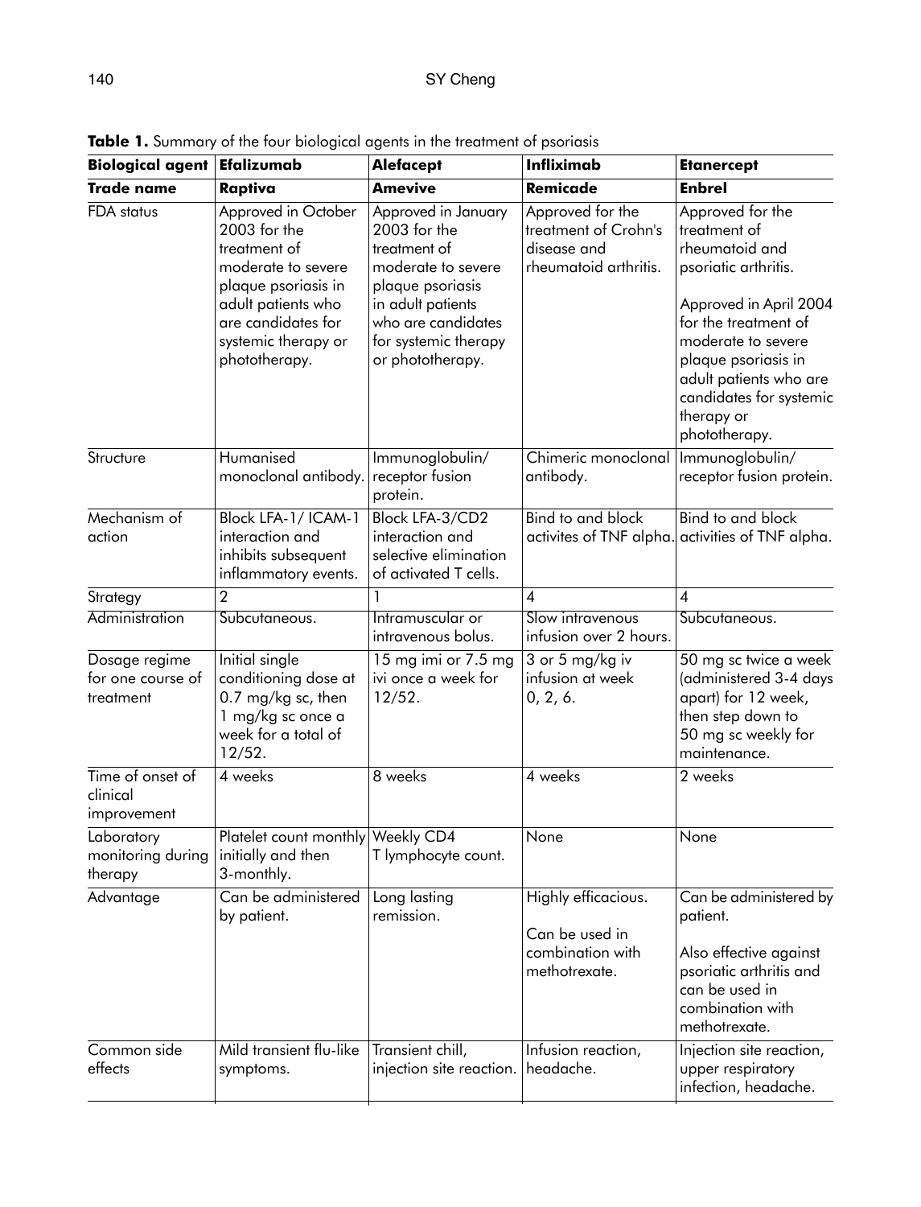**Table 1.** Summary of the four biological agents in the treatment of psoriasis

| **Biological agent** | **Efalizumab** | **Alefacept** | **Infliximab** | **Etanercept** |
|---|---|---|---|---|
| **Trade name** | **Raptiva** | **Amevive** | **Remicade** | **Enbrel** |
| FDA status | Approved in October 2003 for the treatment of moderate to severe plaque psoriasis in adult patients who are candidates for systemic therapy or phototherapy. | Approved in January 2003 for the treatment of moderate to severe plaque psoriasis in adult patients who are candidates for systemic therapy or phototherapy. | Approved for the treatment of Crohn's disease and rheumatoid arthritis. | Approved for the treatment of rheumatoid and psoriatic arthritis. Approved in April 2004 for the treatment of moderate to severe plaque psoriasis in adult patients who are candidates for systemic therapy or phototherapy. |
| Structure | Humanised monoclonal antibody. | Immunoglobulin/ receptor fusion protein. | Chimeric monoclonal antibody. | Immunoglobulin/ receptor fusion protein. |
| Mechanism of action | Block LFA-1/ ICAM-1 interaction and inhibits subsequent inflammatory events. | Block LFA-3/CD2 interaction and selective elimination of activated T cells. | Bind to and block activites of TNF alpha. | Bind to and block activities of TNF alpha. |
| Strategy | 2 | 1 | 4 | 4 |
| Administration | Subcutaneous. | Intramuscular or intravenous bolus. | Slow intravenous infusion over 2 hours. | Subcutaneous. |
| Dosage regime for one course of treatment | Initial single conditioning dose at 0.7 mg/kg sc, then 1 mg/kg sc once a week for a total of 12/52. | 15 mg imi or 7.5 mg ivi once a week for 12/52. | 3 or 5 mg/kg iv infusion at week 0, 2, 6. | 50 mg sc twice a week (administered 3-4 days apart) for 12 week, then step down to 50 mg sc weekly for maintenance. |
| Time of onset of clinical improvement | 4 weeks | 8 weeks | 4 weeks | 2 weeks |
| Laboratory monitoring during therapy | Platelet count monthly initially and then 3-monthly. | Weekly CD4 T lymphocyte count. | None | None |
| Advantage | Can be administered by patient. | Long lasting remission. | Highly efficacious. Can be used in combination with methotrexate. | Can be administered by patient. Also effective against psoriatic arthritis and can be used in combination with methotrexate. |
| Common side effects | Mild transient flu-like symptoms. | Transient chill, injection site reaction. | Infusion reaction, headache. | Injection site reaction, upper respiratory infection, headache. |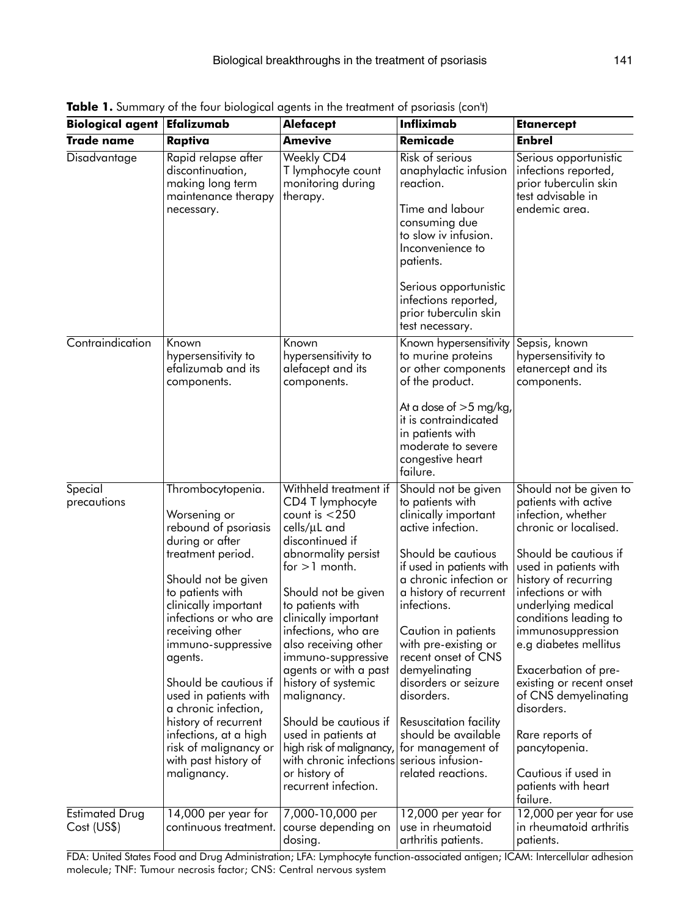**Table 1.** Summary of the four biological agents in the treatment of psoriasis (con't)

| **Biological agent** | **Efalizumab** | **Alefacept** | **Infliximab** | **Etanercept** |
|---|---|---|---|---|
| **Trade name** | **Raptiva** | **Amevive** | **Remicade** | **Enbrel** |
| Disadvantage | Rapid relapse after discontinuation, making long term maintenance therapy necessary. | Weekly CD4 T lymphocyte count monitoring during therapy. | Risk of serious anaphylactic infusion reaction.<br><br>Time and labour consuming due to slow iv infusion. Inconvenience to patients.<br><br>Serious opportunistic infections reported, prior tuberculin skin test necessary. | Serious opportunistic infections reported, prior tuberculin skin test advisable in endemic area. |
| Contraindication | Known hypersensitivity to efalizumab and its components. | Known hypersensitivity to alefacept and its components. | Known hypersensitivity to murine proteins or other components of the product.<br><br>At a dose of >5 mg/kg, it is contraindicated in patients with moderate to severe congestive heart failure. | Sepsis, known hypersensitivity to etanercept and its components. |
| Special precautions | Thrombocytopenia.<br><br>Worsening or rebound of psoriasis during or after treatment period.<br><br>Should not be given to patients with clinically important infections or who are receiving other immuno-suppressive agents.<br><br>Should be cautious if used in patients with a chronic infection, history of recurrent infections, at a high risk of malignancy or with past history of malignancy. | Withheld treatment if CD4 T lymphocyte count is <250 cells/µL and discontinued if abnormality persist for >1 month.<br><br>Should not be given to patients with clinically important infections, who are also receiving other immuno-suppressive agents or with a past history of systemic malignancy.<br><br>Should be cautious if used in patients at high risk of malignancy, with chronic infections or history of recurrent infection. | Should not be given to patients with clinically important active infection.<br><br>Should be cautious if used in patients with a chronic infection or a history of recurrent infections.<br><br>Caution in patients with pre-existing or recent onset of CNS demyelinating disorders or seizure disorders.<br><br>Resuscitation facility should be available for management of serious infusion-related reactions. | Should not be given to patients with active infection, whether chronic or localised.<br><br>Should be cautious if used in patients with history of recurring infections or with underlying medical conditions leading to immunosuppression e.g diabetes mellitus<br><br>Exacerbation of pre-existing or recent onset of CNS demyelinating disorders.<br><br>Rare reports of pancytopenia.<br><br>Cautious if used in patients with heart failure. |
| Estimated Drug Cost (US$) | 14,000 per year for continuous treatment. | 7,000-10,000 per course depending on dosing. | 12,000 per year for use in rheumatoid arthritis patients. | 12,000 per year for use in rheumatoid arthritis patients. |

FDA: United States Food and Drug Administration; LFA: Lymphocyte function-associated antigen; ICAM: Intercellular adhesion molecule; TNF: Tumour necrosis factor; CNS: Central nervous system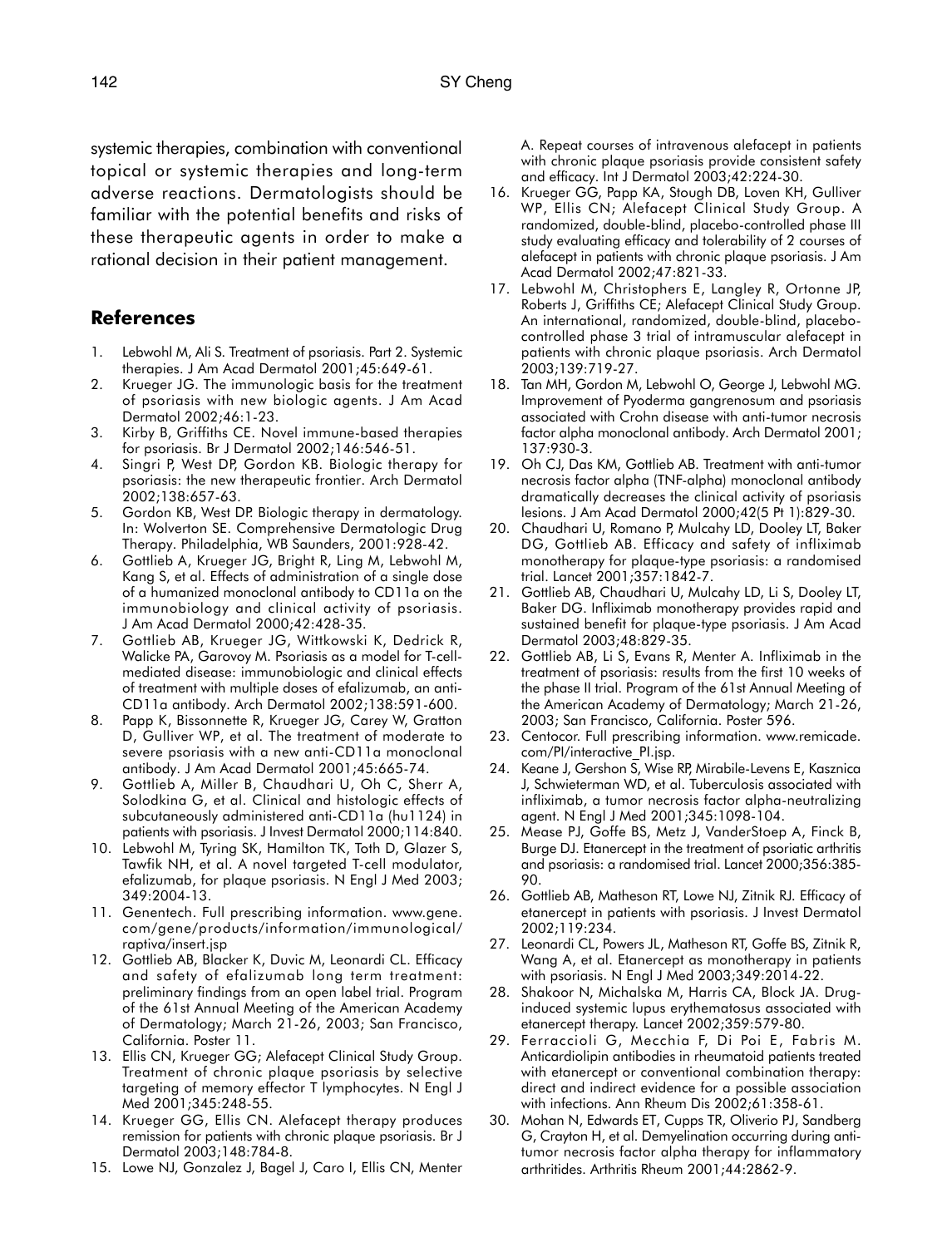systemic therapies, combination with conventional topical or systemic therapies and long-term adverse reactions. Dermatologists should be familiar with the potential benefits and risks of these therapeutic agents in order to make a rational decision in their patient management.

## References

1. Lebwohl M, Ali S. Treatment of psoriasis. Part 2. Systemic therapies. J Am Acad Dermatol 2001;45:649-61.
2. Krueger JG. The immunologic basis for the treatment of psoriasis with new biologic agents. J Am Acad Dermatol 2002;46:1-23.
3. Kirby B, Griffiths CE. Novel immune-based therapies for psoriasis. Br J Dermatol 2002;146:546-51.
4. Singri P, West DP, Gordon KB. Biologic therapy for psoriasis: the new therapeutic frontier. Arch Dermatol 2002;138:657-63.
5. Gordon KB, West DP. Biologic therapy in dermatology. In: Wolverton SE. Comprehensive Dermatologic Drug Therapy. Philadelphia, WB Saunders, 2001:928-42.
6. Gottlieb A, Krueger JG, Bright R, Ling M, Lebwohl M, Kang S, et al. Effects of administration of a single dose of a humanized monoclonal antibody to CD11a on the immunobiology and clinical activity of psoriasis. J Am Acad Dermatol 2000;42:428-35.
7. Gottlieb AB, Krueger JG, Wittkowski K, Dedrick R, Walicke PA, Garovoy M. Psoriasis as a model for T-cell-mediated disease: immunobiologic and clinical effects of treatment with multiple doses of efalizumab, an anti-CD11a antibody. Arch Dermatol 2002;138:591-600.
8. Papp K, Bissonnette R, Krueger JG, Carey W, Gratton D, Gulliver WP, et al. The treatment of moderate to severe psoriasis with a new anti-CD11a monoclonal antibody. J Am Acad Dermatol 2001;45:665-74.
9. Gottlieb A, Miller B, Chaudhari U, Oh C, Sherr A, Solodkina G, et al. Clinical and histologic effects of subcutaneously administered anti-CD11a (hu1124) in patients with psoriasis. J Invest Dermatol 2000;114:840.
10. Lebwohl M, Tyring SK, Hamilton TK, Toth D, Glazer S, Tawfik NH, et al. A novel targeted T-cell modulator, efalizumab, for plaque psoriasis. N Engl J Med 2003; 349:2004-13.
11. Genentech. Full prescribing information. www.gene.com/gene/products/information/immunological/raptiva/insert.jsp
12. Gottlieb AB, Blacker K, Duvic M, Leonardi CL. Efficacy and safety of efalizumab long term treatment: preliminary findings from an open label trial. Program of the 61st Annual Meeting of the American Academy of Dermatology; March 21-26, 2003; San Francisco, California. Poster 11.
13. Ellis CN, Krueger GG; Alefacept Clinical Study Group. Treatment of chronic plaque psoriasis by selective targeting of memory effector T lymphocytes. N Engl J Med 2001;345:248-55.
14. Krueger GG, Ellis CN. Alefacept therapy produces remission for patients with chronic plaque psoriasis. Br J Dermatol 2003;148:784-8.
15. Lowe NJ, Gonzalez J, Bagel J, Caro I, Ellis CN, Menter A. Repeat courses of intravenous alefacept in patients with chronic plaque psoriasis provide consistent safety and efficacy. Int J Dermatol 2003;42:224-30.
16. Krueger GG, Papp KA, Stough DB, Loven KH, Gulliver WP, Ellis CN; Alefacept Clinical Study Group. A randomized, double-blind, placebo-controlled phase III study evaluating efficacy and tolerability of 2 courses of alefacept in patients with chronic plaque psoriasis. J Am Acad Dermatol 2002;47:821-33.
17. Lebwohl M, Christophers E, Langley R, Ortonne JP, Roberts J, Griffiths CE; Alefacept Clinical Study Group. An international, randomized, double-blind, placebo-controlled phase 3 trial of intramuscular alefacept in patients with chronic plaque psoriasis. Arch Dermatol 2003;139:719-27.
18. Tan MH, Gordon M, Lebwohl O, George J, Lebwohl MG. Improvement of Pyoderma gangrenosum and psoriasis associated with Crohn disease with anti-tumor necrosis factor alpha monoclonal antibody. Arch Dermatol 2001; 137:930-3.
19. Oh CJ, Das KM, Gottlieb AB. Treatment with anti-tumor necrosis factor alpha (TNF-alpha) monoclonal antibody dramatically decreases the clinical activity of psoriasis lesions. J Am Acad Dermatol 2000;42(5 Pt 1):829-30.
20. Chaudhari U, Romano P, Mulcahy LD, Dooley LT, Baker DG, Gottlieb AB. Efficacy and safety of infliximab monotherapy for plaque-type psoriasis: a randomised trial. Lancet 2001;357:1842-7.
21. Gottlieb AB, Chaudhari U, Mulcahy LD, Li S, Dooley LT, Baker DG. Infliximab monotherapy provides rapid and sustained benefit for plaque-type psoriasis. J Am Acad Dermatol 2003;48:829-35.
22. Gottlieb AB, Li S, Evans R, Menter A. Infliximab in the treatment of psoriasis: results from the first 10 weeks of the phase II trial. Program of the 61st Annual Meeting of the American Academy of Dermatology; March 21-26, 2003; San Francisco, California. Poster 596.
23. Centocor. Full prescribing information. www.remicade.com/PI/interactive_PI.jsp.
24. Keane J, Gershon S, Wise RP, Mirabile-Levens E, Kasznica J, Schwieterman WD, et al. Tuberculosis associated with infliximab, a tumor necrosis factor alpha-neutralizing agent. N Engl J Med 2001;345:1098-104.
25. Mease PJ, Goffe BS, Metz J, VanderStoep A, Finck B, Burge DJ. Etanercept in the treatment of psoriatic arthritis and psoriasis: a randomised trial. Lancet 2000;356:385-90.
26. Gottlieb AB, Matheson RT, Lowe NJ, Zitnik RJ. Efficacy of etanercept in patients with psoriasis. J Invest Dermatol 2002;119:234.
27. Leonardi CL, Powers JL, Matheson RT, Goffe BS, Zitnik R, Wang A, et al. Etanercept as monotherapy in patients with psoriasis. N Engl J Med 2003;349:2014-22.
28. Shakoor N, Michalska M, Harris CA, Block JA. Drug-induced systemic lupus erythematosus associated with etanercept therapy. Lancet 2002;359:579-80.
29. Ferraccioli G, Mecchia F, Di Poi E, Fabris M. Anticardiolipin antibodies in rheumatoid patients treated with etanercept or conventional combination therapy: direct and indirect evidence for a possible association with infections. Ann Rheum Dis 2002;61:358-61.
30. Mohan N, Edwards ET, Cupps TR, Oliverio PJ, Sandberg G, Crayton H, et al. Demyelination occurring during anti-tumor necrosis factor alpha therapy for inflammatory arthritides. Arthritis Rheum 2001;44:2862-9.